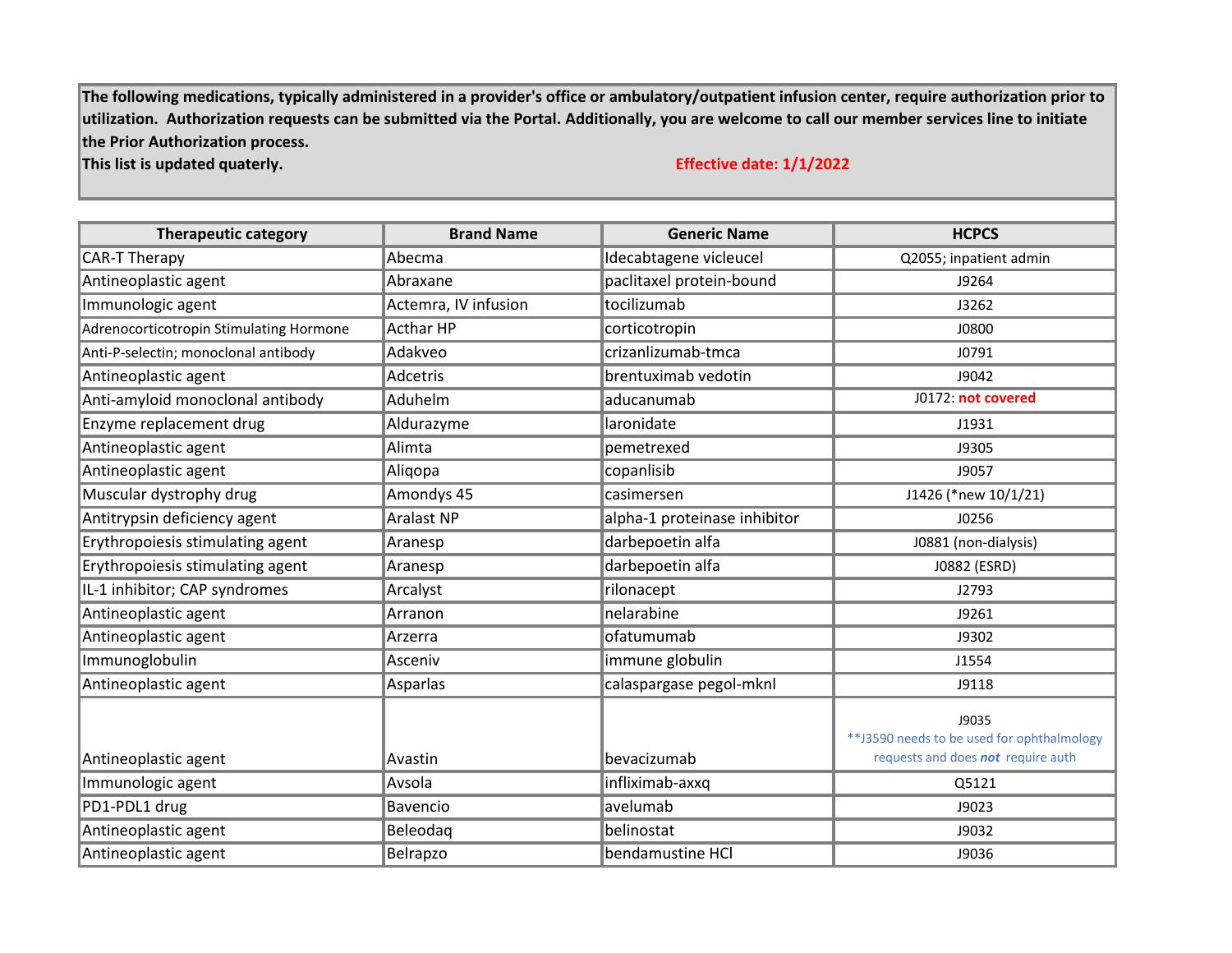**The following medications, typically administered in a provider's office or ambulatory/outpatient infusion center, require authorization prior to utilization. Authorization requests can be submitted via the Portal. Additionally, you are welcome to call our member services line to initiate the Prior Authorization process.**

**This list is updated quaterly.**

**Effective date: 1/1/2022**

| Therapeutic category | Brand Name | Generic Name | HCPCS |
|---|---|---|---|
| CAR-T Therapy | Abecma | Idecabtagene vicleucel | Q2055; inpatient admin |
| Antineoplastic agent | Abraxane | paclitaxel protein-bound | J9264 |
| Immunologic agent | Actemra, IV infusion | tocilizumab | J3262 |
| Adrenocorticotropin Stimulating Hormone | Acthar HP | corticotropin | J0800 |
| Anti-P-selectin; monoclonal antibody | Adakveo | crizanlizumab-tmca | J0791 |
| Antineoplastic agent | Adcetris | brentuximab vedotin | J9042 |
| Anti-amyloid monoclonal antibody | Aduhelm | aducanumab | J0172: **not covered** |
| Enzyme replacement drug | Aldurazyme | laronidate | J1931 |
| Antineoplastic agent | Alimta | pemetrexed | J9305 |
| Antineoplastic agent | Aliqopa | copanlisib | J9057 |
| Muscular dystrophy drug | Amondys 45 | casimersen | J1426 (*new 10/1/21) |
| Antitrypsin deficiency agent | Aralast NP | alpha-1 proteinase inhibitor | J0256 |
| Erythropoiesis stimulating agent | Aranesp | darbepoetin alfa | J0881 (non-dialysis) |
| Erythropoiesis stimulating agent | Aranesp | darbepoetin alfa | J0882 (ESRD) |
| IL-1 inhibitor; CAP syndromes | Arcalyst | rilonacept | J2793 |
| Antineoplastic agent | Arranon | nelarabine | J9261 |
| Antineoplastic agent | Arzerra | ofatumumab | J9302 |
| Immunoglobulin | Asceniv | immune globulin | J1554 |
| Antineoplastic agent | Asparlas | calaspargase pegol-mknl | J9118 |
| Antineoplastic agent | Avastin | bevacizumab | J9035 **J3590 needs to be used for ophthalmology requests and does ***not*** require auth |
| Immunologic agent | Avsola | infliximab-axxq | Q5121 |
| PD1-PDL1 drug | Bavencio | avelumab | J9023 |
| Antineoplastic agent | Beleodaq | belinostat | J9032 |
| Antineoplastic agent | Belrapzo | bendamustine HCl | J9036 |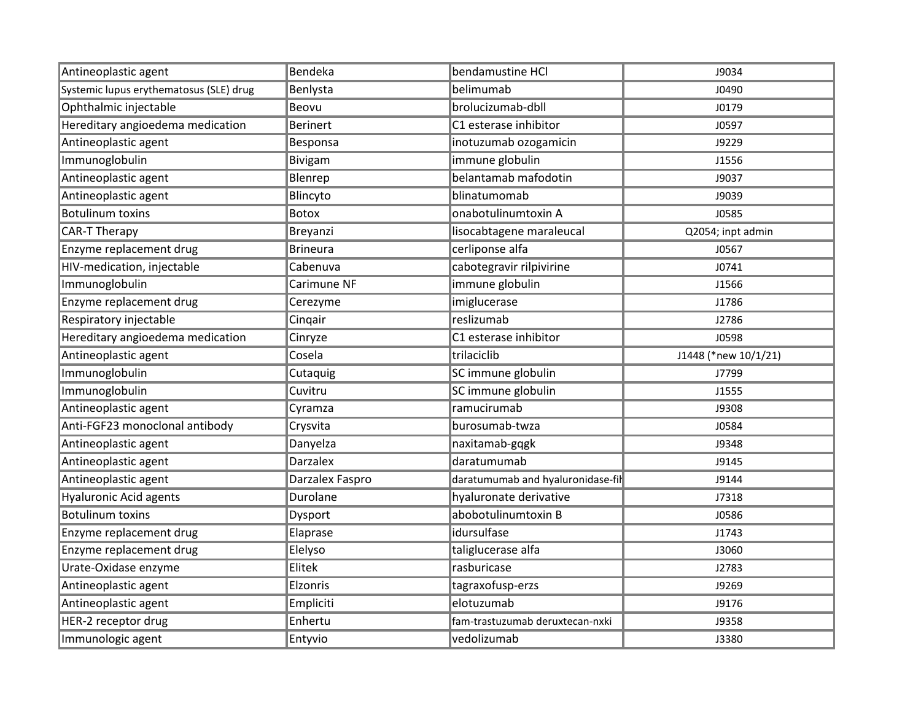| Antineoplastic agent | Bendeka | bendamustine HCl | J9034 |
|---|---|---|---|
| Systemic lupus erythematosus (SLE) drug | Benlysta | belimumab | J0490 |
| Ophthalmic injectable | Beovu | brolucizumab-dbll | J0179 |
| Hereditary angioedema medication | Berinert | C1 esterase inhibitor | J0597 |
| Antineoplastic agent | Besponsa | inotuzumab ozogamicin | J9229 |
| Immunoglobulin | Bivigam | immune globulin | J1556 |
| Antineoplastic agent | Blenrep | belantamab mafodotin | J9037 |
| Antineoplastic agent | Blincyto | blinatumomab | J9039 |
| Botulinum toxins | Botox | onabotulinumtoxin A | J0585 |
| CAR-T Therapy | Breyanzi | lisocabtagene maraleucal | Q2054; inpt admin |
| Enzyme replacement drug | Brineura | cerliponse alfa | J0567 |
| HIV-medication, injectable | Cabenuva | cabotegravir rilpivirine | J0741 |
| Immunoglobulin | Carimune NF | immune globulin | J1566 |
| Enzyme replacement drug | Cerezyme | imiglucerase | J1786 |
| Respiratory injectable | Cinqair | reslizumab | J2786 |
| Hereditary angioedema medication | Cinryze | C1 esterase inhibitor | J0598 |
| Antineoplastic agent | Cosela | trilaciclib | J1448 (*new 10/1/21) |
| Immunoglobulin | Cutaquig | SC immune globulin | J7799 |
| Immunoglobulin | Cuvitru | SC immune globulin | J1555 |
| Antineoplastic agent | Cyramza | ramucirumab | J9308 |
| Anti-FGF23 monoclonal antibody | Crysvita | burosumab-twza | J0584 |
| Antineoplastic agent | Danyelza | naxitamab-gqgk | J9348 |
| Antineoplastic agent | Darzalex | daratumumab | J9145 |
| Antineoplastic agent | Darzalex Faspro | daratumumab and hyaluronidase-fih | J9144 |
| Hyaluronic Acid agents | Durolane | hyaluronate derivative | J7318 |
| Botulinum toxins | Dysport | abobotulinumtoxin B | J0586 |
| Enzyme replacement drug | Elaprase | idursulfase | J1743 |
| Enzyme replacement drug | Elelyso | taliglucerase alfa | J3060 |
| Urate-Oxidase enzyme | Elitek | rasburicase | J2783 |
| Antineoplastic agent | Elzonris | tagraxofusp-erzs | J9269 |
| Antineoplastic agent | Empliciti | elotuzumab | J9176 |
| HER-2 receptor drug | Enhertu | fam-trastuzumab deruxtecan-nxki | J9358 |
| Immunologic agent | Entyvio | vedolizumab | J3380 |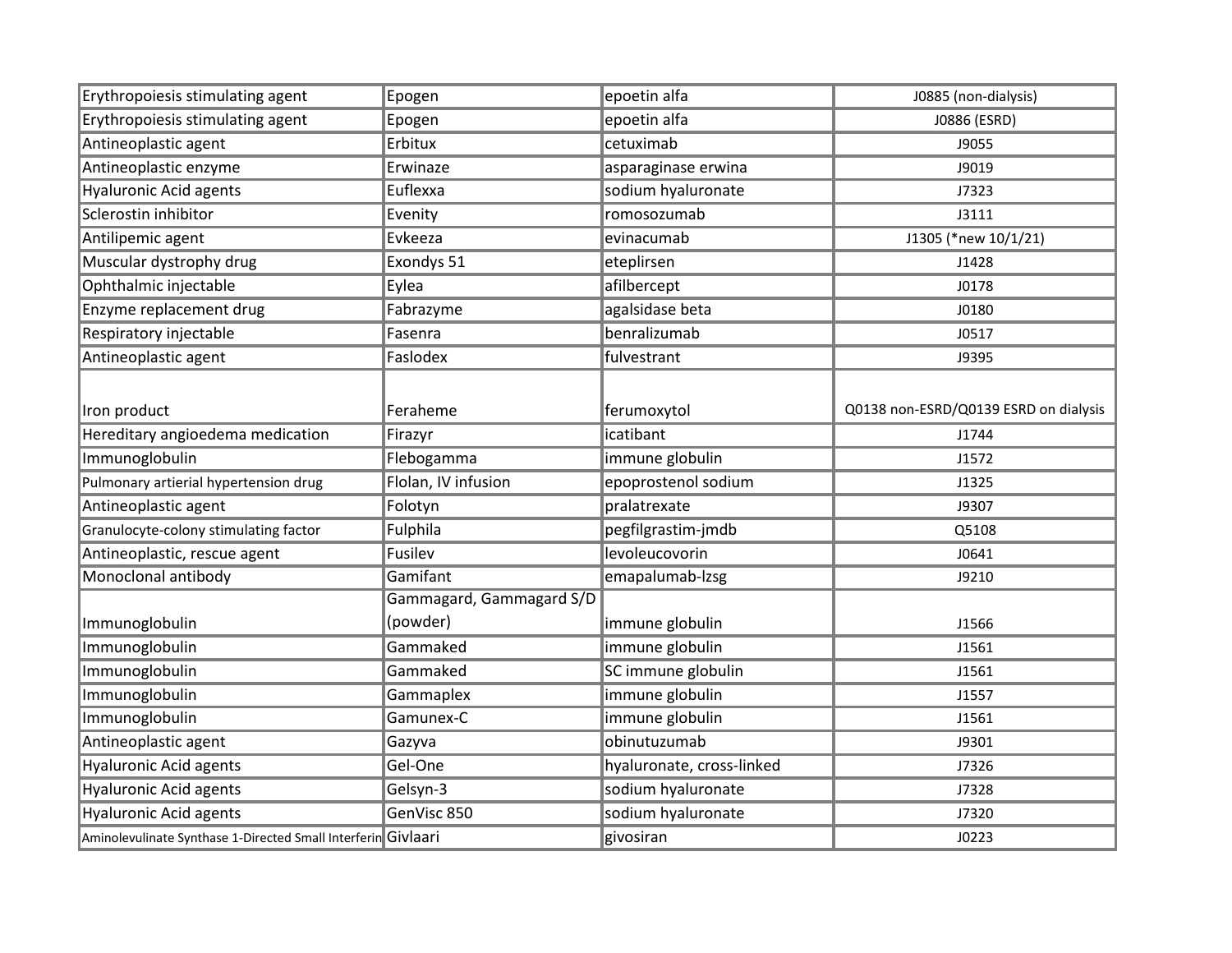| | | | |
|---|---|---|---|
| Erythropoiesis stimulating agent | Epogen | epoetin alfa | J0885 (non-dialysis) |
| Erythropoiesis stimulating agent | Epogen | epoetin alfa | J0886 (ESRD) |
| Antineoplastic agent | Erbitux | cetuximab | J9055 |
| Antineoplastic enzyme | Erwinaze | asparaginase erwina | J9019 |
| Hyaluronic Acid agents | Euflexxa | sodium hyaluronate | J7323 |
| Sclerostin inhibitor | Evenity | romosozumab | J3111 |
| Antilipemic agent | Evkeeza | evinacumab | J1305 (*new 10/1/21) |
| Muscular dystrophy drug | Exondys 51 | eteplirsen | J1428 |
| Ophthalmic injectable | Eylea | afilbercept | J0178 |
| Enzyme replacement drug | Fabrazyme | agalsidase beta | J0180 |
| Respiratory injectable | Fasenra | benralizumab | J0517 |
| Antineoplastic agent | Faslodex | fulvestrant | J9395 |
| Iron product | Feraheme | ferumoxytol | Q0138 non-ESRD/Q0139 ESRD on dialysis |
| Hereditary angioedema medication | Firazyr | icatibant | J1744 |
| Immunoglobulin | Flebogamma | immune globulin | J1572 |
| Pulmonary artierial hypertension drug | Flolan, IV infusion | epoprostenol sodium | J1325 |
| Antineoplastic agent | Folotyn | pralatrexate | J9307 |
| Granulocyte-colony stimulating factor | Fulphila | pegfilgrastim-jmdb | Q5108 |
| Antineoplastic, rescue agent | Fusilev | levoleucovorin | J0641 |
| Monoclonal antibody | Gamifant | emapalumab-lzsg | J9210 |
| Immunoglobulin | Gammagard, Gammagard S/D (powder) | immune globulin | J1566 |
| Immunoglobulin | Gammaked | immune globulin | J1561 |
| Immunoglobulin | Gammaked | SC immune globulin | J1561 |
| Immunoglobulin | Gammaplex | immune globulin | J1557 |
| Immunoglobulin | Gamunex-C | immune globulin | J1561 |
| Antineoplastic agent | Gazyva | obinutuzumab | J9301 |
| Hyaluronic Acid agents | Gel-One | hyaluronate, cross-linked | J7326 |
| Hyaluronic Acid agents | Gelsyn-3 | sodium hyaluronate | J7328 |
| Hyaluronic Acid agents | GenVisc 850 | sodium hyaluronate | J7320 |
| Aminolevulinate Synthase 1-Directed Small Interferin | Givlaari | givosiran | J0223 |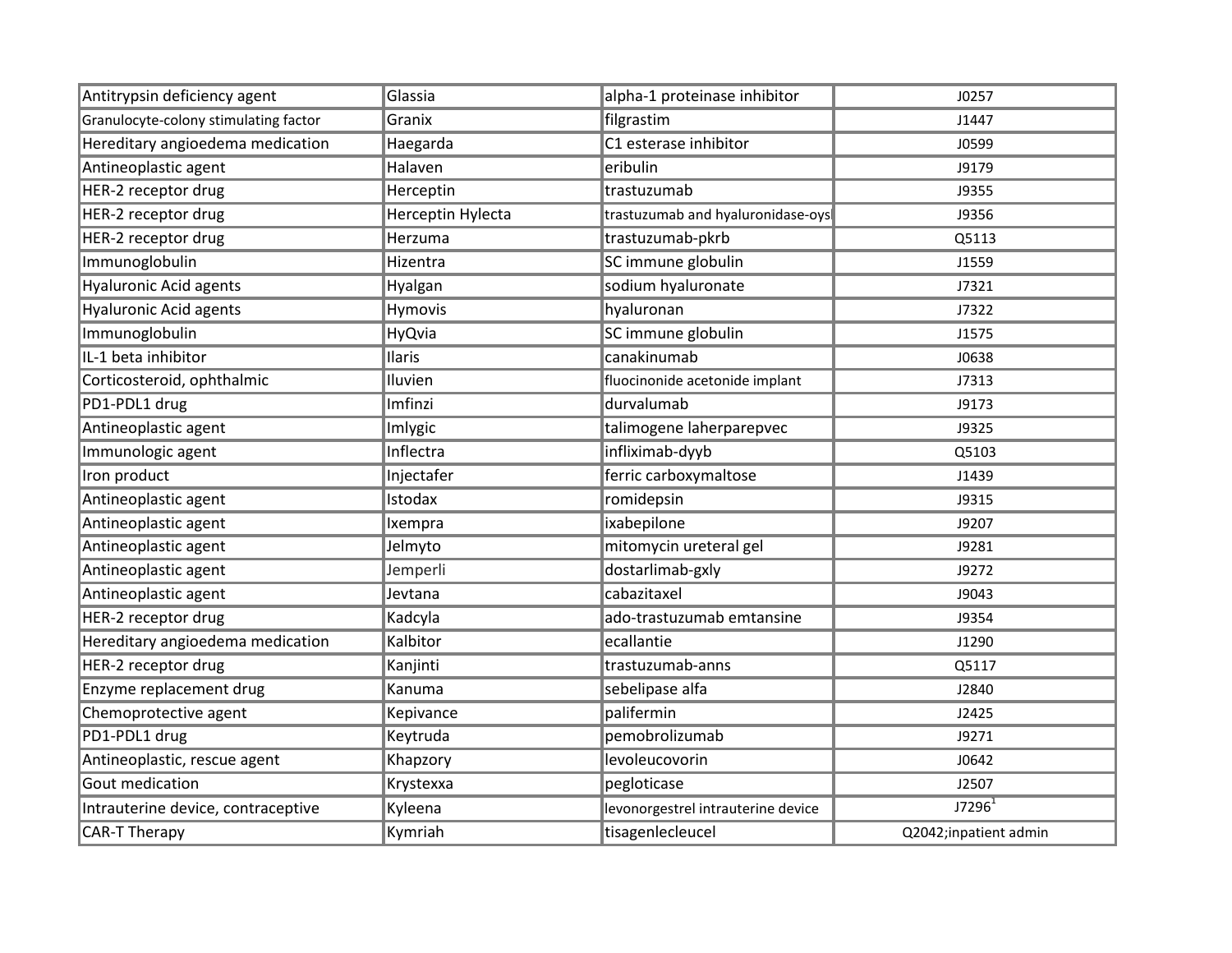| | | | |
|---|---|---|---|
| Antitrypsin deficiency agent | Glassia | alpha-1 proteinase inhibitor | J0257 |
| Granulocyte-colony stimulating factor | Granix | filgrastim | J1447 |
| Hereditary angioedema medication | Haegarda | C1 esterase inhibitor | J0599 |
| Antineoplastic agent | Halaven | eribulin | J9179 |
| HER-2 receptor drug | Herceptin | trastuzumab | J9355 |
| HER-2 receptor drug | Herceptin Hylecta | trastuzumab and hyaluronidase-oysk | J9356 |
| HER-2 receptor drug | Herzuma | trastuzumab-pkrb | Q5113 |
| Immunoglobulin | Hizentra | SC immune globulin | J1559 |
| Hyaluronic Acid agents | Hyalgan | sodium hyaluronate | J7321 |
| Hyaluronic Acid agents | Hymovis | hyaluronan | J7322 |
| Immunoglobulin | HyQvia | SC immune globulin | J1575 |
| IL-1 beta inhibitor | Ilaris | canakinumab | J0638 |
| Corticosteroid, ophthalmic | Iluvien | fluocinonide acetonide implant | J7313 |
| PD1-PDL1 drug | Imfinzi | durvalumab | J9173 |
| Antineoplastic agent | Imlygic | talimogene laherparepvec | J9325 |
| Immunologic agent | Inflectra | infliximab-dyyb | Q5103 |
| Iron product | Injectafer | ferric carboxymaltose | J1439 |
| Antineoplastic agent | Istodax | romidepsin | J9315 |
| Antineoplastic agent | Ixempra | ixabepilone | J9207 |
| Antineoplastic agent | Jelmyto | mitomycin ureteral gel | J9281 |
| Antineoplastic agent | Jemperli | dostarlimab-gxly | J9272 |
| Antineoplastic agent | Jevtana | cabazitaxel | J9043 |
| HER-2 receptor drug | Kadcyla | ado-trastuzumab emtansine | J9354 |
| Hereditary angioedema medication | Kalbitor | ecallantie | J1290 |
| HER-2 receptor drug | Kanjinti | trastuzumab-anns | Q5117 |
| Enzyme replacement drug | Kanuma | sebelipase alfa | J2840 |
| Chemoprotective agent | Kepivance | palifermin | J2425 |
| PD1-PDL1 drug | Keytruda | pemobrolizumab | J9271 |
| Antineoplastic, rescue agent | Khapzory | levoleucovorin | J0642 |
| Gout medication | Krystexxa | pegloticase | J2507 |
| Intrauterine device, contraceptive | Kyleena | levonorgestrel intrauterine device | J7296[1] |
| CAR-T Therapy | Kymriah | tisagenlecleucel | Q2042;inpatient admin |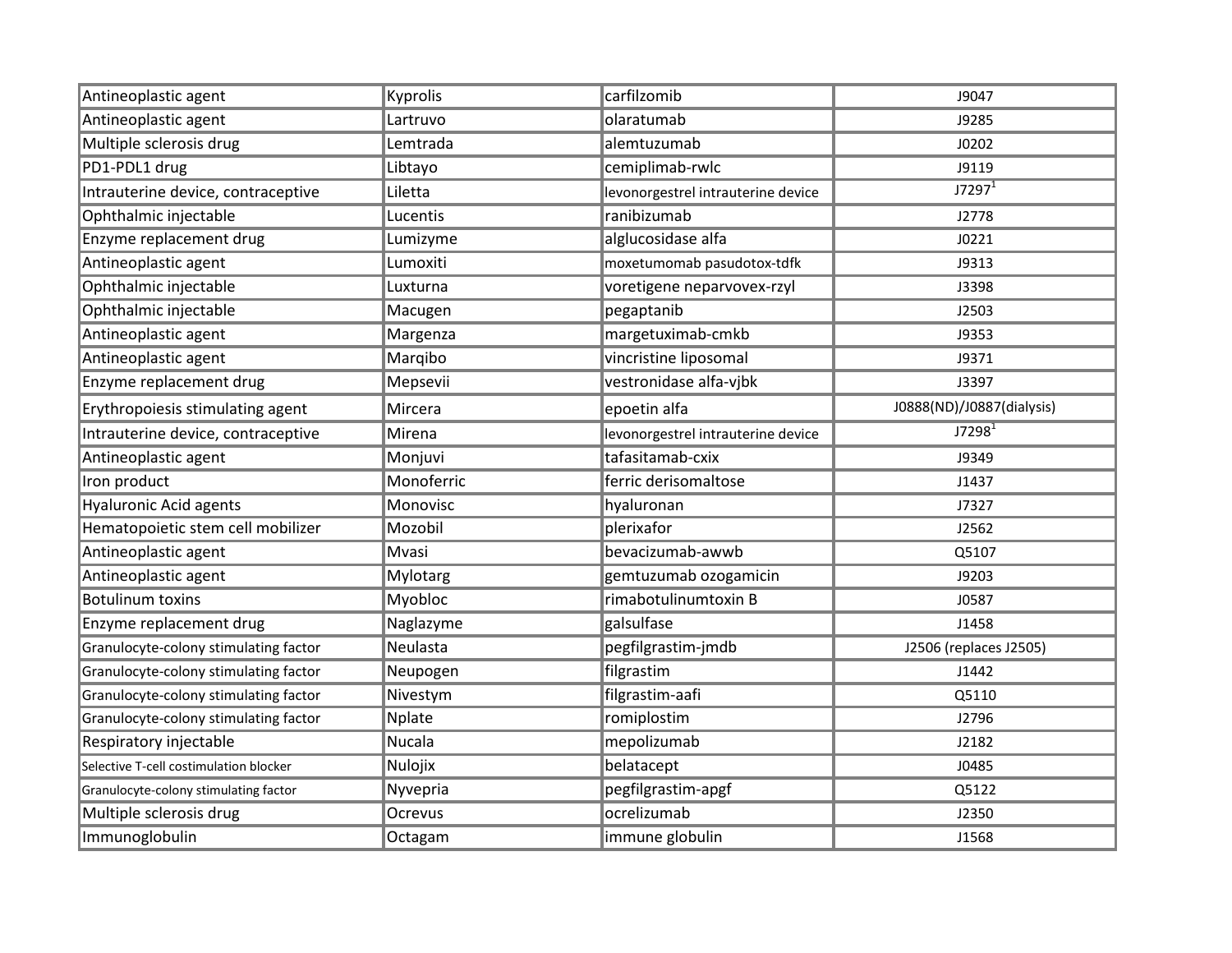| | | | |
|---|---|---|---|
| Antineoplastic agent | Kyprolis | carfilzomib | J9047 |
| Antineoplastic agent | Lartruvo | olaratumab | J9285 |
| Multiple sclerosis drug | Lemtrada | alemtuzumab | J0202 |
| PD1-PDL1 drug | Libtayo | cemiplimab-rwlc | J9119 |
| Intrauterine device, contraceptive | Liletta | levonorgestrel intrauterine device | J7297[1] |
| Ophthalmic injectable | Lucentis | ranibizumab | J2778 |
| Enzyme replacement drug | Lumizyme | alglucosidase alfa | J0221 |
| Antineoplastic agent | Lumoxiti | moxetumomab pasudotox-tdfk | J9313 |
| Ophthalmic injectable | Luxturna | voretigene neparvovex-rzyl | J3398 |
| Ophthalmic injectable | Macugen | pegaptanib | J2503 |
| Antineoplastic agent | Margenza | margetuximab-cmkb | J9353 |
| Antineoplastic agent | Marqibo | vincristine liposomal | J9371 |
| Enzyme replacement drug | Mepsevii | vestronidase alfa-vjbk | J3397 |
| Erythropoiesis stimulating agent | Mircera | epoetin alfa | J0888(ND)/J0887(dialysis) |
| Intrauterine device, contraceptive | Mirena | levonorgestrel intrauterine device | J7298[1] |
| Antineoplastic agent | Monjuvi | tafasitamab-cxix | J9349 |
| Iron product | Monoferric | ferric derisomaltose | J1437 |
| Hyaluronic Acid agents | Monovisc | hyaluronan | J7327 |
| Hematopoietic stem cell mobilizer | Mozobil | plerixafor | J2562 |
| Antineoplastic agent | Mvasi | bevacizumab-awwb | Q5107 |
| Antineoplastic agent | Mylotarg | gemtuzumab ozogamicin | J9203 |
| Botulinum toxins | Myobloc | rimabotulinumtoxin B | J0587 |
| Enzyme replacement drug | Naglazyme | galsulfase | J1458 |
| Granulocyte-colony stimulating factor | Neulasta | pegfilgrastim-jmdb | J2506 (replaces J2505) |
| Granulocyte-colony stimulating factor | Neupogen | filgrastim | J1442 |
| Granulocyte-colony stimulating factor | Nivestym | filgrastim-aafi | Q5110 |
| Granulocyte-colony stimulating factor | Nplate | romiplostim | J2796 |
| Respiratory injectable | Nucala | mepolizumab | J2182 |
| Selective T-cell costimulation blocker | Nulojix | belatacept | J0485 |
| Granulocyte-colony stimulating factor | Nyvepria | pegfilgrastim-apgf | Q5122 |
| Multiple sclerosis drug | Ocrevus | ocrelizumab | J2350 |
| Immunoglobulin | Octagam | immune globulin | J1568 |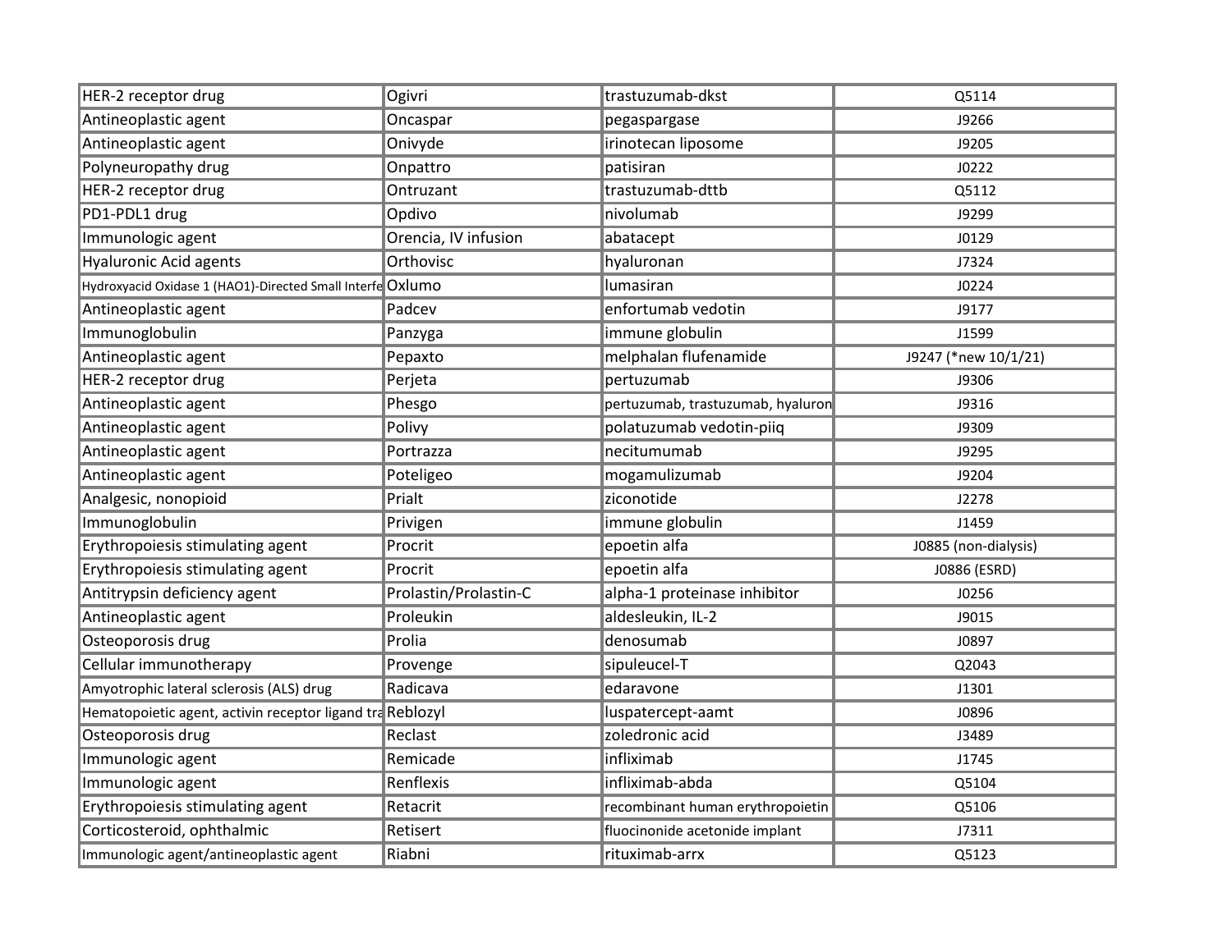| HER-2 receptor drug | Ogivri | trastuzumab-dkst | Q5114 |
|---|---|---|---|
| Antineoplastic agent | Oncaspar | pegaspargase | J9266 |
| Antineoplastic agent | Onivyde | irinotecan liposome | J9205 |
| Polyneuropathy drug | Onpattro | patisiran | J0222 |
| HER-2 receptor drug | Ontruzant | trastuzumab-dttb | Q5112 |
| PD1-PDL1 drug | Opdivo | nivolumab | J9299 |
| Immunologic agent | Orencia, IV infusion | abatacept | J0129 |
| Hyaluronic Acid agents | Orthovisc | hyaluronan | J7324 |
| Hydroxyacid Oxidase 1 (HAO1)-Directed Small Interfe | Oxlumo | lumasiran | J0224 |
| Antineoplastic agent | Padcev | enfortumab vedotin | J9177 |
| Immunoglobulin | Panzyga | immune globulin | J1599 |
| Antineoplastic agent | Pepaxto | melphalan flufenamide | J9247 (*new 10/1/21) |
| HER-2 receptor drug | Perjeta | pertuzumab | J9306 |
| Antineoplastic agent | Phesgo | pertuzumab, trastuzumab, hyaluron | J9316 |
| Antineoplastic agent | Polivy | polatuzumab vedotin-piiq | J9309 |
| Antineoplastic agent | Portrazza | necitumumab | J9295 |
| Antineoplastic agent | Poteligeo | mogamulizumab | J9204 |
| Analgesic, nonopioid | Prialt | ziconotide | J2278 |
| Immunoglobulin | Privigen | immune globulin | J1459 |
| Erythropoiesis stimulating agent | Procrit | epoetin alfa | J0885 (non-dialysis) |
| Erythropoiesis stimulating agent | Procrit | epoetin alfa | J0886 (ESRD) |
| Antitrypsin deficiency agent | Prolastin/Prolastin-C | alpha-1 proteinase inhibitor | J0256 |
| Antineoplastic agent | Proleukin | aldesleukin, IL-2 | J9015 |
| Osteoporosis drug | Prolia | denosumab | J0897 |
| Cellular immunotherapy | Provenge | sipuleucel-T | Q2043 |
| Amyotrophic lateral sclerosis (ALS) drug | Radicava | edaravone | J1301 |
| Hematopoietic agent, activin receptor ligand tra | Reblozyl | luspatercept-aamt | J0896 |
| Osteoporosis drug | Reclast | zoledronic acid | J3489 |
| Immunologic agent | Remicade | infliximab | J1745 |
| Immunologic agent | Renflexis | infliximab-abda | Q5104 |
| Erythropoiesis stimulating agent | Retacrit | recombinant human erythropoietin | Q5106 |
| Corticosteroid, ophthalmic | Retisert | fluocinonide acetonide implant | J7311 |
| Immunologic agent/antineoplastic agent | Riabni | rituximab-arrx | Q5123 |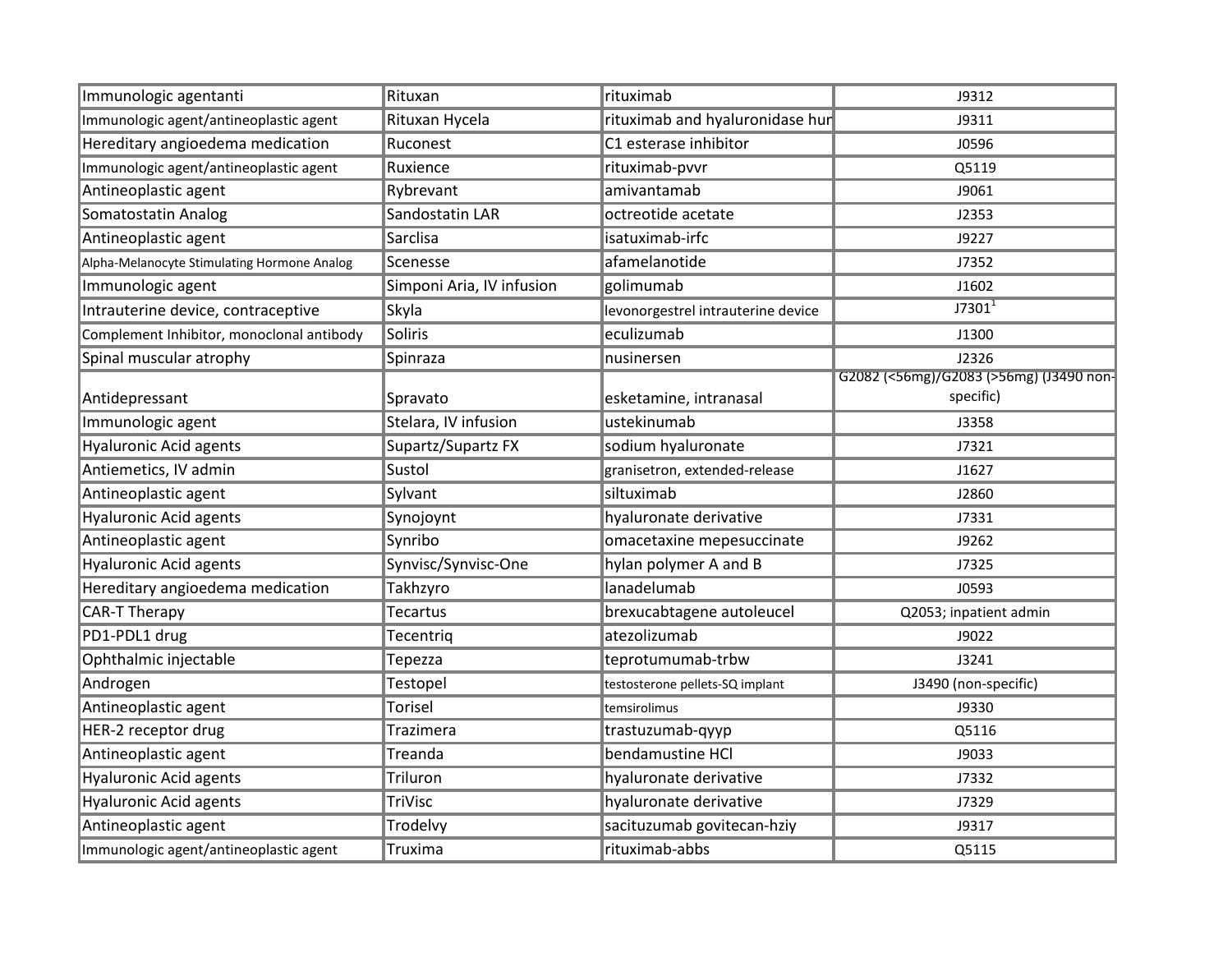| Immunologic agentanti | Rituxan | rituximab | J9312 |
|---|---|---|---|
| Immunologic agent/antineoplastic agent | Rituxan Hycela | rituximab and hyaluronidase hur | J9311 |
| Hereditary angioedema medication | Ruconest | C1 esterase inhibitor | J0596 |
| Immunologic agent/antineoplastic agent | Ruxience | rituximab-pvvr | Q5119 |
| Antineoplastic agent | Rybrevant | amivantamab | J9061 |
| Somatostatin Analog | Sandostatin LAR | octreotide acetate | J2353 |
| Antineoplastic agent | Sarclisa | isatuximab-irfc | J9227 |
| Alpha-Melanocyte Stimulating Hormone Analog | Scenesse | afamelanotide | J7352 |
| Immunologic agent | Simponi Aria, IV infusion | golimumab | J1602 |
| Intrauterine device, contraceptive | Skyla | levonorgestrel intrauterine device | J7301[1] |
| Complement Inhibitor, monoclonal antibody | Soliris | eculizumab | J1300 |
| Spinal muscular atrophy | Spinraza | nusinersen | J2326 |
| Antidepressant | Spravato | esketamine, intranasal | G2082 (<56mg)/G2083 (>56mg) (J3490 non-specific) |
| Immunologic agent | Stelara, IV infusion | ustekinumab | J3358 |
| Hyaluronic Acid agents | Supartz/Supartz FX | sodium hyaluronate | J7321 |
| Antiemetics, IV admin | Sustol | granisetron, extended-release | J1627 |
| Antineoplastic agent | Sylvant | siltuximab | J2860 |
| Hyaluronic Acid agents | Synojoynt | hyaluronate derivative | J7331 |
| Antineoplastic agent | Synribo | omacetaxine mepesuccinate | J9262 |
| Hyaluronic Acid agents | Synvisc/Synvisc-One | hylan polymer A and B | J7325 |
| Hereditary angioedema medication | Takhzyro | lanadelumab | J0593 |
| CAR-T Therapy | Tecartus | brexucabtagene autoleucel | Q2053; inpatient admin |
| PD1-PDL1 drug | Tecentriq | atezolizumab | J9022 |
| Ophthalmic injectable | Tepezza | teprotumumab-trbw | J3241 |
| Androgen | Testopel | testosterone pellets-SQ implant | J3490 (non-specific) |
| Antineoplastic agent | Torisel | temsirolimus | J9330 |
| HER-2 receptor drug | Trazimera | trastuzumab-qyyp | Q5116 |
| Antineoplastic agent | Treanda | bendamustine HCl | J9033 |
| Hyaluronic Acid agents | Triluron | hyaluronate derivative | J7332 |
| Hyaluronic Acid agents | TriVisc | hyaluronate derivative | J7329 |
| Antineoplastic agent | Trodelvy | sacituzumab govitecan-hziy | J9317 |
| Immunologic agent/antineoplastic agent | Truxima | rituximab-abbs | Q5115 |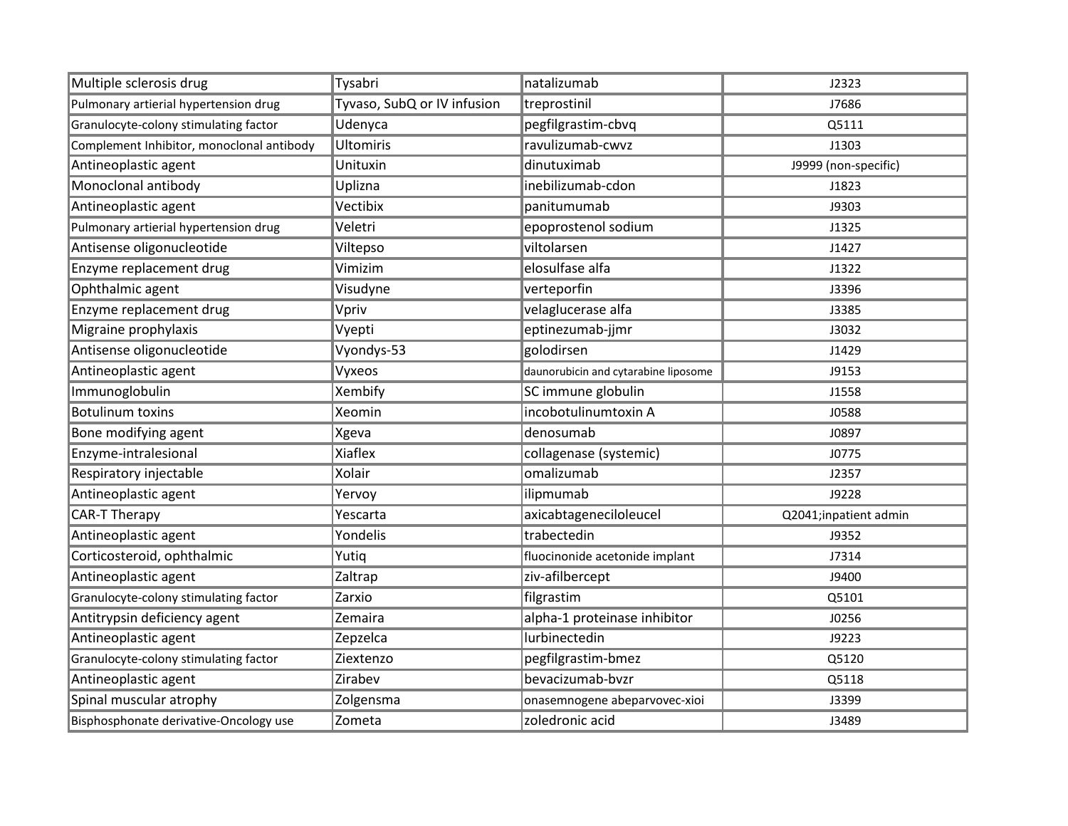| Multiple sclerosis drug | Tysabri | natalizumab | J2323 |
|---|---|---|---|
| Pulmonary artierial hypertension drug | Tyvaso, SubQ or IV infusion | treprostinil | J7686 |
| Granulocyte-colony stimulating factor | Udenyca | pegfilgrastim-cbvq | Q5111 |
| Complement Inhibitor, monoclonal antibody | Ultomiris | ravulizumab-cwvz | J1303 |
| Antineoplastic agent | Unituxin | dinutuximab | J9999 (non-specific) |
| Monoclonal antibody | Uplizna | inebilizumab-cdon | J1823 |
| Antineoplastic agent | Vectibix | panitumumab | J9303 |
| Pulmonary artierial hypertension drug | Veletri | epoprostenol sodium | J1325 |
| Antisense oligonucleotide | Viltepso | viltolarsen | J1427 |
| Enzyme replacement drug | Vimizim | elosulfase alfa | J1322 |
| Ophthalmic agent | Visudyne | verteporfin | J3396 |
| Enzyme replacement drug | Vpriv | velaglucerase alfa | J3385 |
| Migraine prophylaxis | Vyepti | eptinezumab-jjmr | J3032 |
| Antisense oligonucleotide | Vyondys-53 | golodirsen | J1429 |
| Antineoplastic agent | Vyxeos | daunorubicin and cytarabine liposome | J9153 |
| Immunoglobulin | Xembify | SC immune globulin | J1558 |
| Botulinum toxins | Xeomin | incobotulinumtoxin A | J0588 |
| Bone modifying agent | Xgeva | denosumab | J0897 |
| Enzyme-intralesional | Xiaflex | collagenase (systemic) | J0775 |
| Respiratory injectable | Xolair | omalizumab | J2357 |
| Antineoplastic agent | Yervoy | ilipmumab | J9228 |
| CAR-T Therapy | Yescarta | axicabtageneciloleucel | Q2041;inpatient admin |
| Antineoplastic agent | Yondelis | trabectedin | J9352 |
| Corticosteroid, ophthalmic | Yutiq | fluocinonide acetonide implant | J7314 |
| Antineoplastic agent | Zaltrap | ziv-afilbercept | J9400 |
| Granulocyte-colony stimulating factor | Zarxio | filgrastim | Q5101 |
| Antitrypsin deficiency agent | Zemaira | alpha-1 proteinase inhibitor | J0256 |
| Antineoplastic agent | Zepzelca | lurbinectedin | J9223 |
| Granulocyte-colony stimulating factor | Ziextenzo | pegfilgrastim-bmez | Q5120 |
| Antineoplastic agent | Zirabev | bevacizumab-bvzr | Q5118 |
| Spinal muscular atrophy | Zolgensma | onasemnogene abeparvovec-xioi | J3399 |
| Bisphosphonate derivative-Oncology use | Zometa | zoledronic acid | J3489 |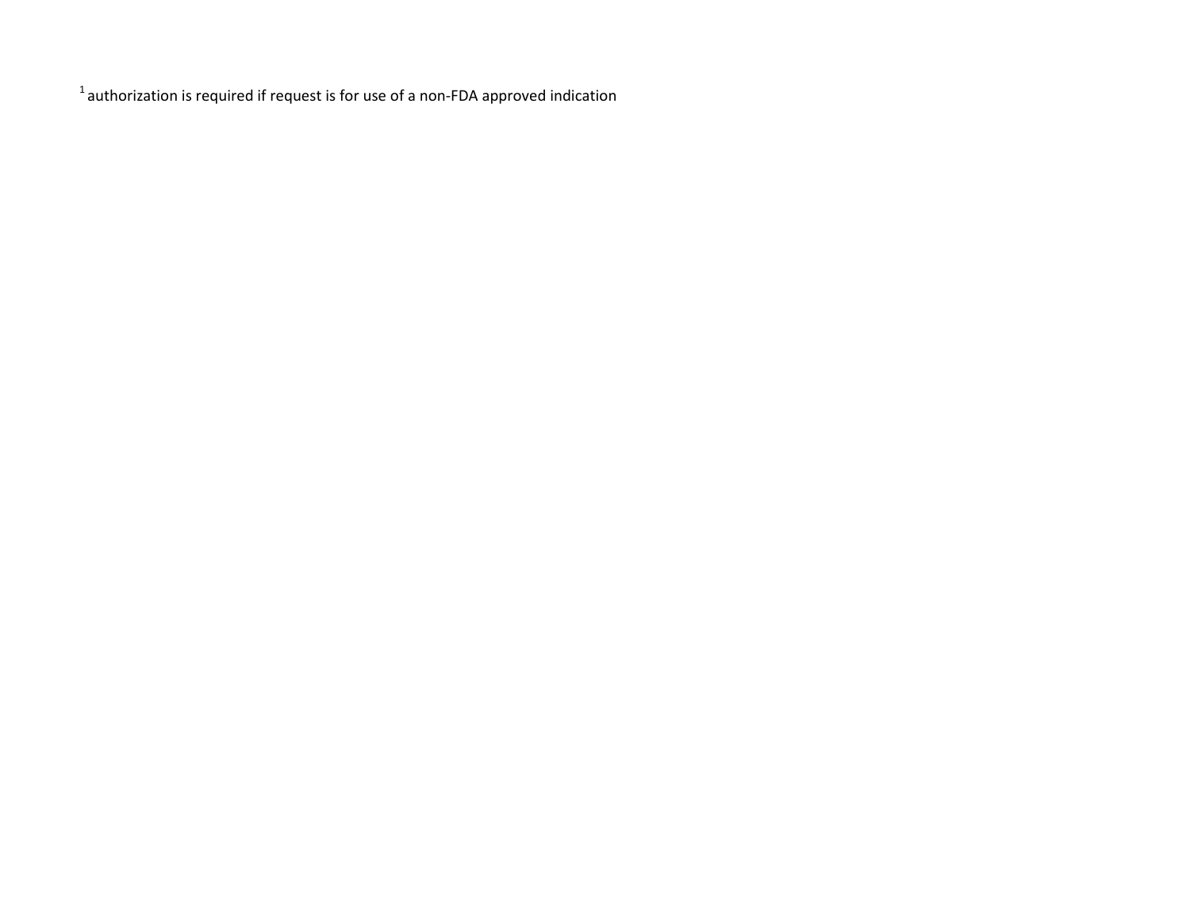[1] authorization is required if request is for use of a non-FDA approved indication